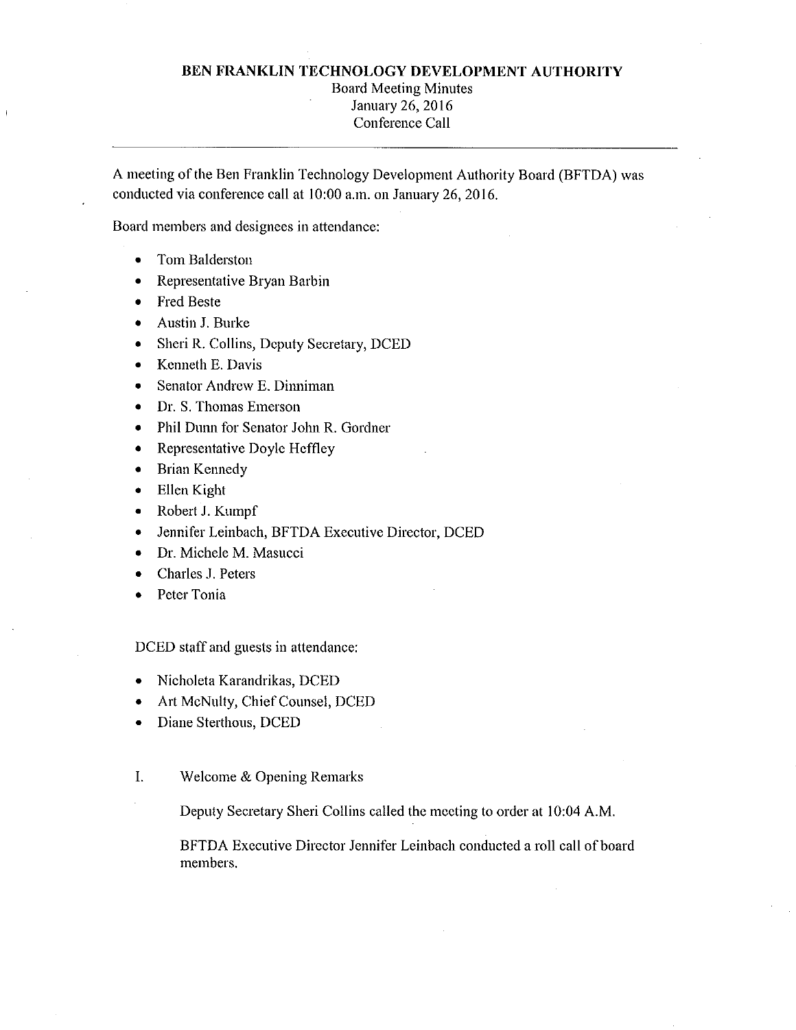# BEN FRANKLIN TECHNOLOGY DEVELOPMENT AUTHORITY

Board Meeting Minutes
January 26, 2016
Conference Call

---

A meeting of the Ben Franklin Technology Development Authority Board (BFTDA) was conducted via conference call at 10:00 a.m. on January 26, 2016.

Board members and designees in attendance:

- Tom Balderston
- Representative Bryan Barbin
- Fred Beste
- Austin J. Burke
- Sheri R. Collins, Deputy Secretary, DCED
- Kenneth E. Davis
- Senator Andrew E. Dinniman
- Dr. S. Thomas Emerson
- Phil Dunn for Senator John R. Gordner
- Representative Doyle Heffley
- Brian Kennedy
- Ellen Kight
- Robert J. Kumpf
- Jennifer Leinbach, BFTDA Executive Director, DCED
- Dr. Michele M. Masucci
- Charles J. Peters
- Peter Tonia

DCED staff and guests in attendance:

- Nicholeta Karandrikas, DCED
- Art McNulty, Chief Counsel, DCED
- Diane Sterthous, DCED

I. Welcome & Opening Remarks

Deputy Secretary Sheri Collins called the meeting to order at 10:04 A.M.

BFTDA Executive Director Jennifer Leinbach conducted a roll call of board members.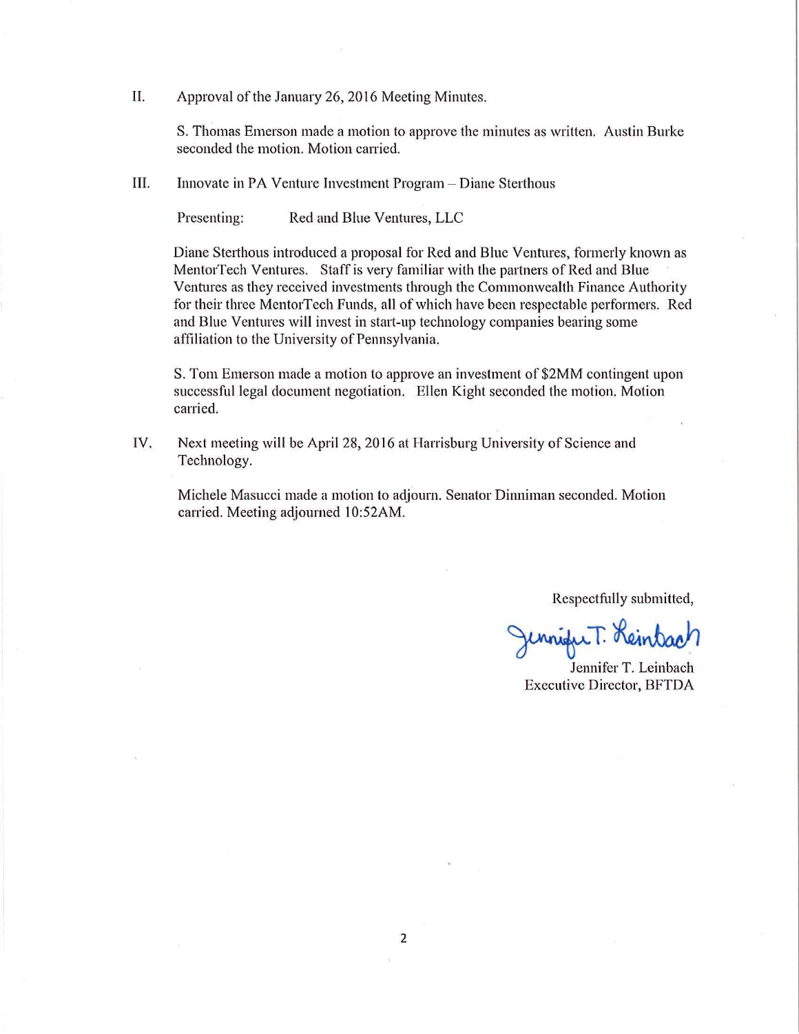II. Approval of the January 26, 2016 Meeting Minutes.

S. Thomas Emerson made a motion to approve the minutes as written. Austin Burke seconded the motion. Motion carried.

III. Innovate in PA Venture Investment Program – Diane Sterthous

Presenting: Red and Blue Ventures, LLC

Diane Sterthous introduced a proposal for Red and Blue Ventures, formerly known as MentorTech Ventures. Staff is very familiar with the partners of Red and Blue Ventures as they received investments through the Commonwealth Finance Authority for their three MentorTech Funds, all of which have been respectable performers. Red and Blue Ventures will invest in start-up technology companies bearing some affiliation to the University of Pennsylvania.

S. Tom Emerson made a motion to approve an investment of $2MM contingent upon successful legal document negotiation. Ellen Kight seconded the motion. Motion carried.

IV. Next meeting will be April 28, 2016 at Harrisburg University of Science and Technology.

Michele Masucci made a motion to adjourn. Senator Dinniman seconded. Motion carried. Meeting adjourned 10:52AM.

Respectfully submitted,

Jennifer T. Leinbach

Jennifer T. Leinbach
Executive Director, BFTDA